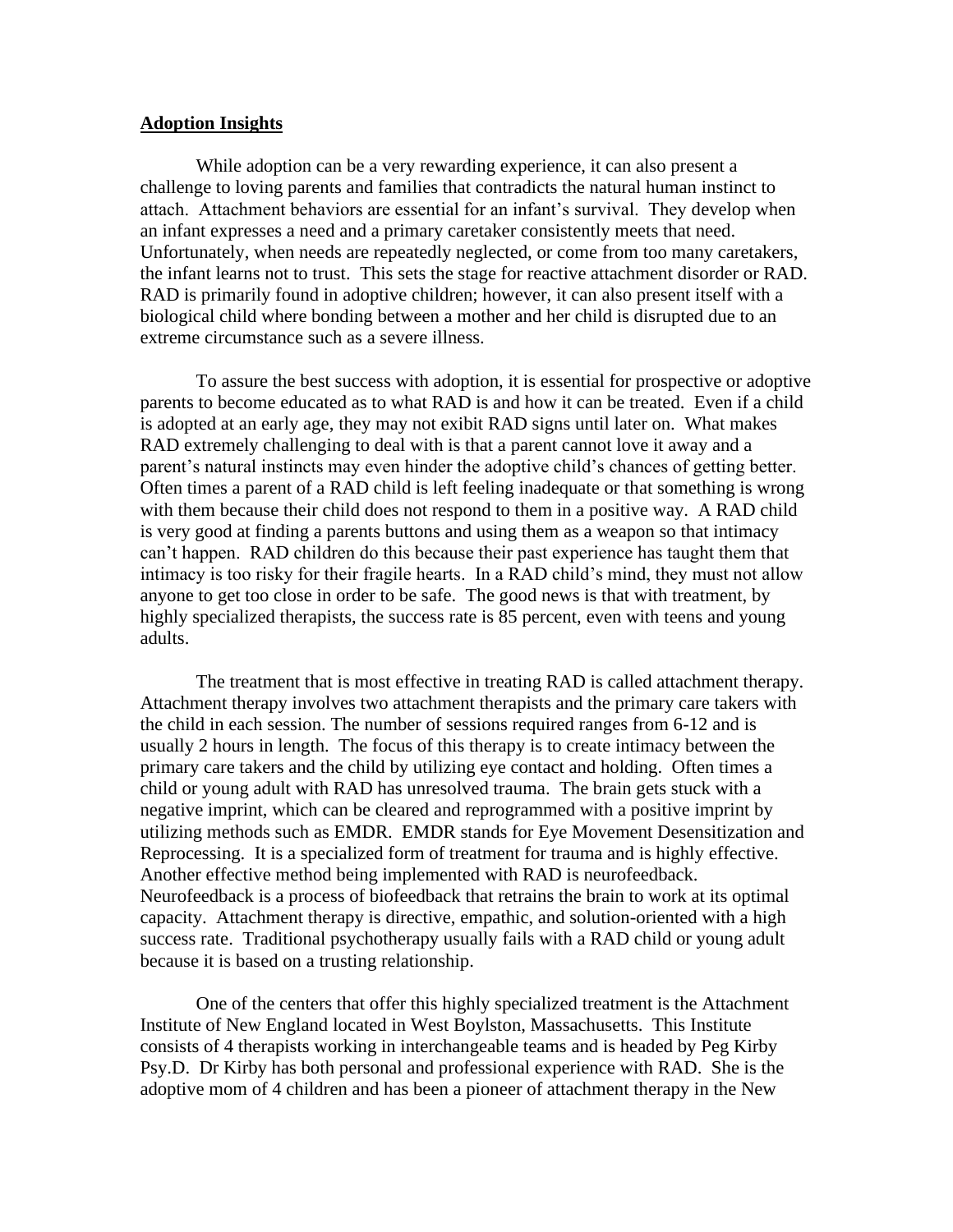**Adoption Insights**

While adoption can be a very rewarding experience, it can also present a challenge to loving parents and families that contradicts the natural human instinct to attach. Attachment behaviors are essential for an infant's survival. They develop when an infant expresses a need and a primary caretaker consistently meets that need. Unfortunately, when needs are repeatedly neglected, or come from too many caretakers, the infant learns not to trust. This sets the stage for reactive attachment disorder or RAD. RAD is primarily found in adoptive children; however, it can also present itself with a biological child where bonding between a mother and her child is disrupted due to an extreme circumstance such as a severe illness.

To assure the best success with adoption, it is essential for prospective or adoptive parents to become educated as to what RAD is and how it can be treated. Even if a child is adopted at an early age, they may not exibit RAD signs until later on. What makes RAD extremely challenging to deal with is that a parent cannot love it away and a parent's natural instincts may even hinder the adoptive child's chances of getting better. Often times a parent of a RAD child is left feeling inadequate or that something is wrong with them because their child does not respond to them in a positive way. A RAD child is very good at finding a parents buttons and using them as a weapon so that intimacy can't happen. RAD children do this because their past experience has taught them that intimacy is too risky for their fragile hearts. In a RAD child's mind, they must not allow anyone to get too close in order to be safe. The good news is that with treatment, by highly specialized therapists, the success rate is 85 percent, even with teens and young adults.

The treatment that is most effective in treating RAD is called attachment therapy. Attachment therapy involves two attachment therapists and the primary care takers with the child in each session. The number of sessions required ranges from 6-12 and is usually 2 hours in length. The focus of this therapy is to create intimacy between the primary care takers and the child by utilizing eye contact and holding. Often times a child or young adult with RAD has unresolved trauma. The brain gets stuck with a negative imprint, which can be cleared and reprogrammed with a positive imprint by utilizing methods such as EMDR. EMDR stands for Eye Movement Desensitization and Reprocessing. It is a specialized form of treatment for trauma and is highly effective. Another effective method being implemented with RAD is neurofeedback. Neurofeedback is a process of biofeedback that retrains the brain to work at its optimal capacity. Attachment therapy is directive, empathic, and solution-oriented with a high success rate. Traditional psychotherapy usually fails with a RAD child or young adult because it is based on a trusting relationship.

One of the centers that offer this highly specialized treatment is the Attachment Institute of New England located in West Boylston, Massachusetts. This Institute consists of 4 therapists working in interchangeable teams and is headed by Peg Kirby Psy.D. Dr Kirby has both personal and professional experience with RAD. She is the adoptive mom of 4 children and has been a pioneer of attachment therapy in the New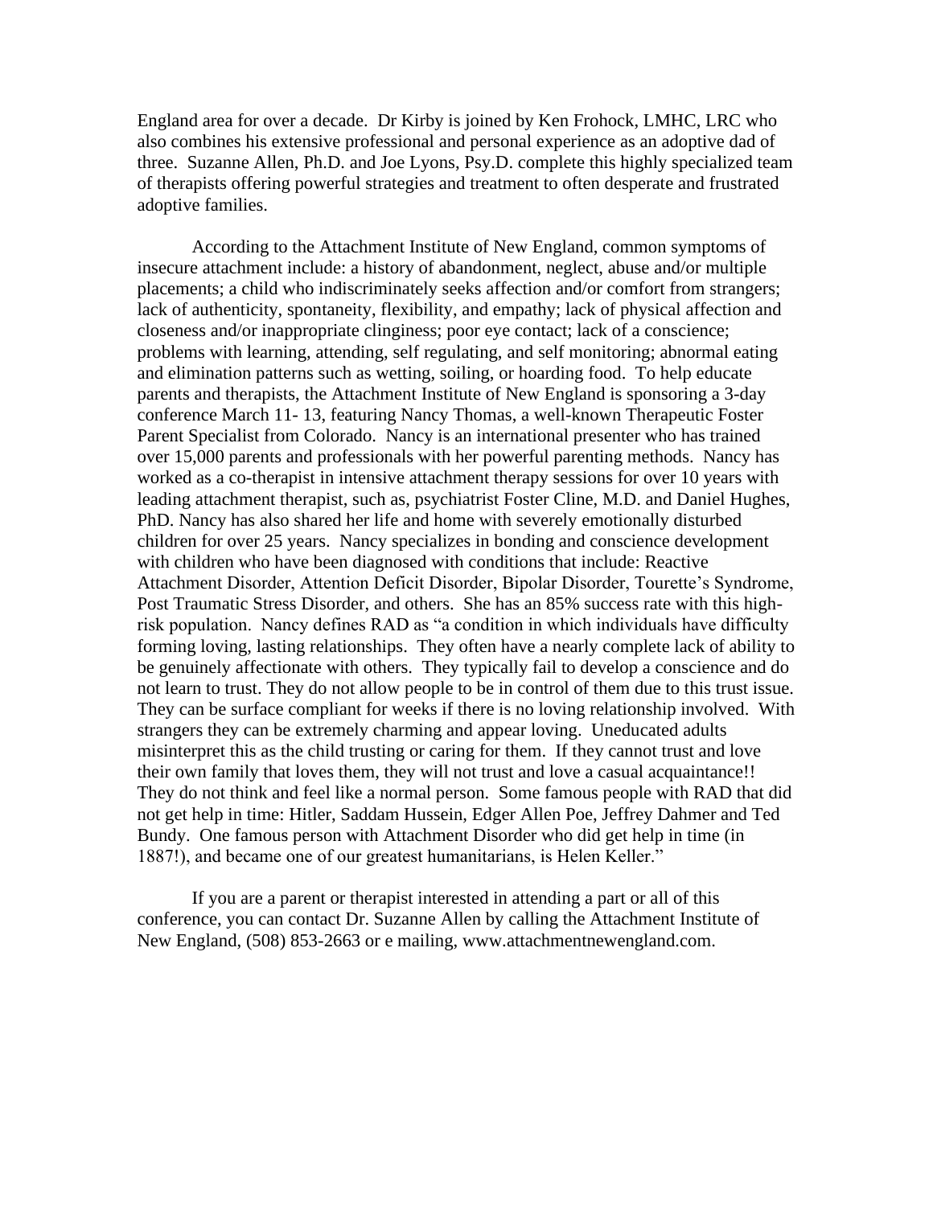England area for over a decade. Dr Kirby is joined by Ken Frohock, LMHC, LRC who also combines his extensive professional and personal experience as an adoptive dad of three. Suzanne Allen, Ph.D. and Joe Lyons, Psy.D. complete this highly specialized team of therapists offering powerful strategies and treatment to often desperate and frustrated adoptive families.

According to the Attachment Institute of New England, common symptoms of insecure attachment include: a history of abandonment, neglect, abuse and/or multiple placements; a child who indiscriminately seeks affection and/or comfort from strangers; lack of authenticity, spontaneity, flexibility, and empathy; lack of physical affection and closeness and/or inappropriate clinginess; poor eye contact; lack of a conscience; problems with learning, attending, self regulating, and self monitoring; abnormal eating and elimination patterns such as wetting, soiling, or hoarding food. To help educate parents and therapists, the Attachment Institute of New England is sponsoring a 3-day conference March 11- 13, featuring Nancy Thomas, a well-known Therapeutic Foster Parent Specialist from Colorado. Nancy is an international presenter who has trained over 15,000 parents and professionals with her powerful parenting methods. Nancy has worked as a co-therapist in intensive attachment therapy sessions for over 10 years with leading attachment therapist, such as, psychiatrist Foster Cline, M.D. and Daniel Hughes, PhD. Nancy has also shared her life and home with severely emotionally disturbed children for over 25 years. Nancy specializes in bonding and conscience development with children who have been diagnosed with conditions that include: Reactive Attachment Disorder, Attention Deficit Disorder, Bipolar Disorder, Tourette's Syndrome, Post Traumatic Stress Disorder, and others. She has an 85% success rate with this high-risk population. Nancy defines RAD as "a condition in which individuals have difficulty forming loving, lasting relationships. They often have a nearly complete lack of ability to be genuinely affectionate with others. They typically fail to develop a conscience and do not learn to trust. They do not allow people to be in control of them due to this trust issue. They can be surface compliant for weeks if there is no loving relationship involved. With strangers they can be extremely charming and appear loving. Uneducated adults misinterpret this as the child trusting or caring for them. If they cannot trust and love their own family that loves them, they will not trust and love a casual acquaintance!! They do not think and feel like a normal person. Some famous people with RAD that did not get help in time: Hitler, Saddam Hussein, Edger Allen Poe, Jeffrey Dahmer and Ted Bundy. One famous person with Attachment Disorder who did get help in time (in 1887!), and became one of our greatest humanitarians, is Helen Keller."

If you are a parent or therapist interested in attending a part or all of this conference, you can contact Dr. Suzanne Allen by calling the Attachment Institute of New England, (508) 853-2663 or e mailing, www.attachmentnewengland.com.